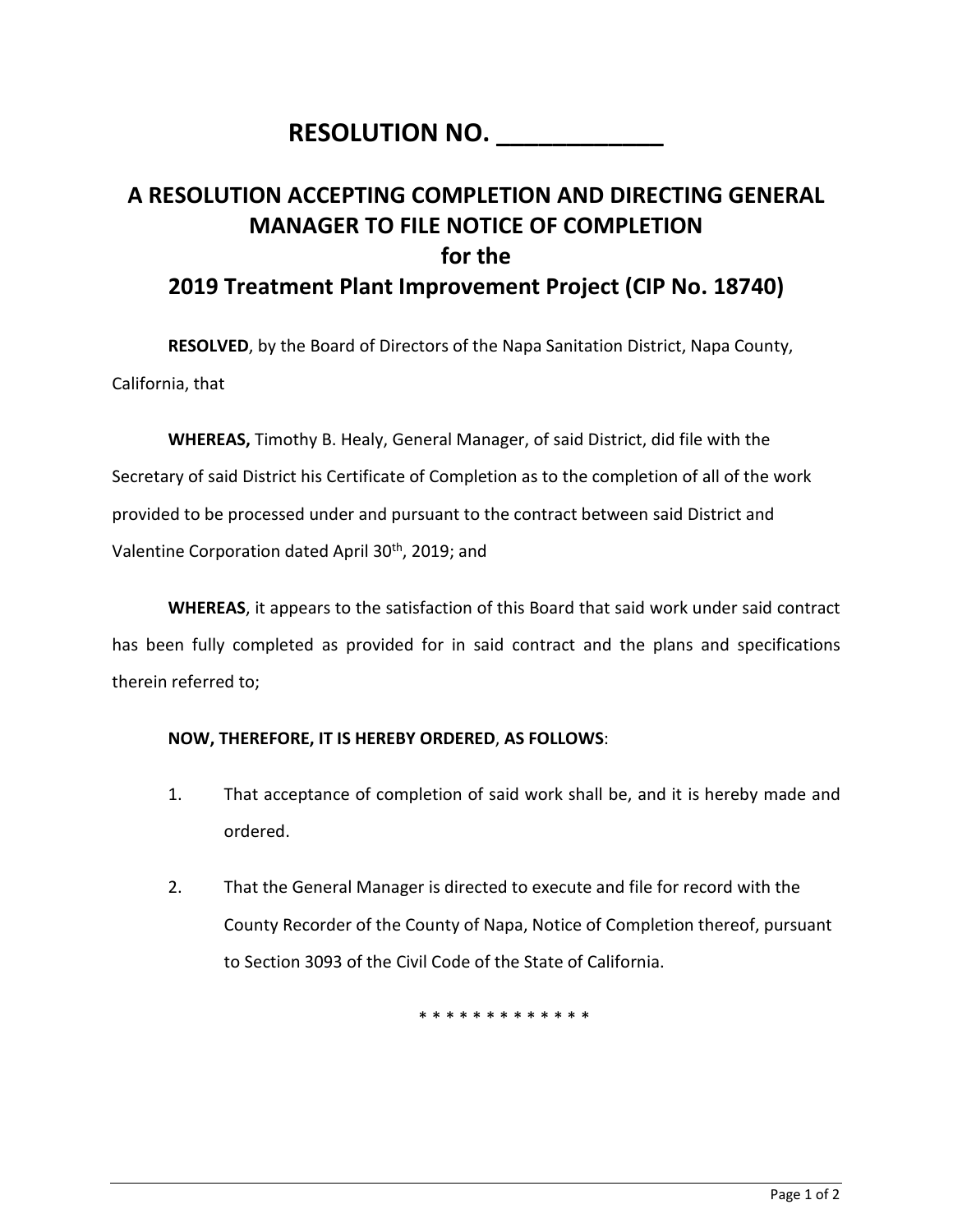# RESOLUTION NO. ____________

## A RESOLUTION ACCEPTING COMPLETION AND DIRECTING GENERAL MANAGER TO FILE NOTICE OF COMPLETION for the 2019 Treatment Plant Improvement Project (CIP No. 18740)

**RESOLVED**, by the Board of Directors of the Napa Sanitation District, Napa County, California, that

**WHEREAS,** Timothy B. Healy, General Manager, of said District, did file with the Secretary of said District his Certificate of Completion as to the completion of all of the work provided to be processed under and pursuant to the contract between said District and Valentine Corporation dated April 30th, 2019; and

**WHEREAS**, it appears to the satisfaction of this Board that said work under said contract has been fully completed as provided for in said contract and the plans and specifications therein referred to;

**NOW, THEREFORE, IT IS HEREBY ORDERED**, **AS FOLLOWS**:

1. That acceptance of completion of said work shall be, and it is hereby made and ordered.

2. That the General Manager is directed to execute and file for record with the County Recorder of the County of Napa, Notice of Completion thereof, pursuant to Section 3093 of the Civil Code of the State of California.

* * * * * * * * * * * * *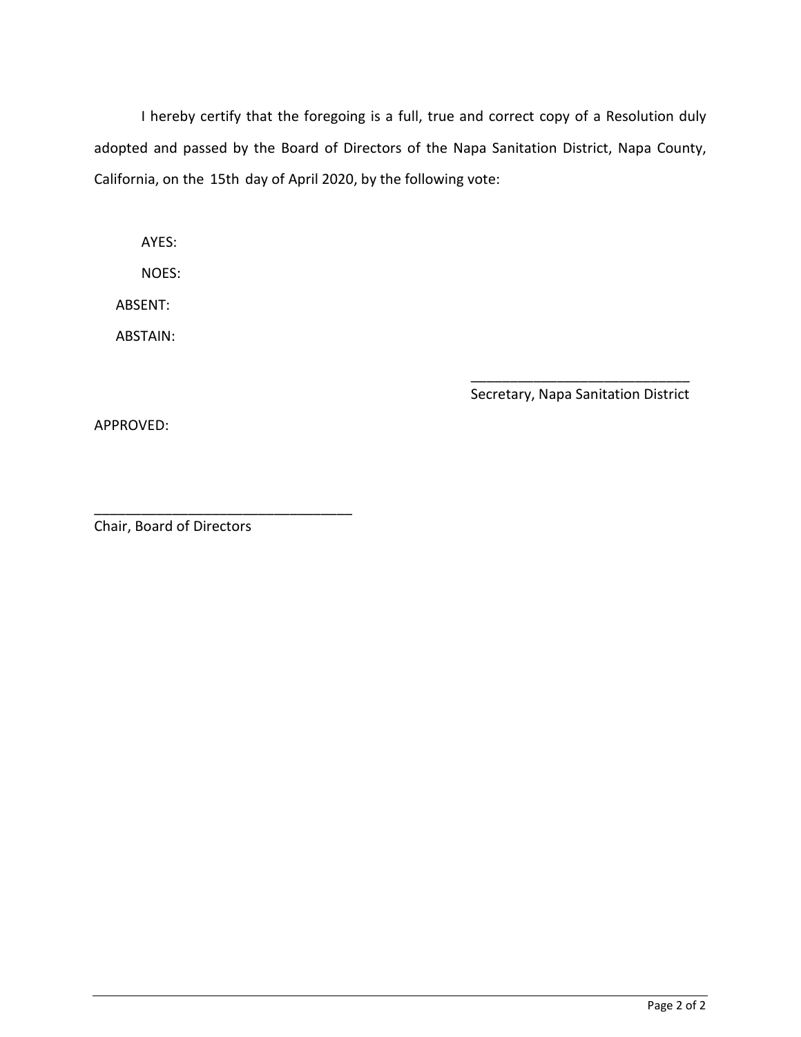I hereby certify that the foregoing is a full, true and correct copy of a Resolution duly adopted and passed by the Board of Directors of the Napa Sanitation District, Napa County, California, on the 15th day of April 2020, by the following vote:

AYES:

NOES:

ABSENT:

ABSTAIN:

\_\_\_\_\_\_\_\_\_\_\_\_\_\_\_\_\_\_\_\_\_\_\_\_\_\_\_\_\_\_
Secretary, Napa Sanitation District

APPROVED:

\_\_\_\_\_\_\_\_\_\_\_\_\_\_\_\_\_\_\_\_\_\_\_\_\_\_\_\_\_\_\_\_\_
Chair, Board of Directors